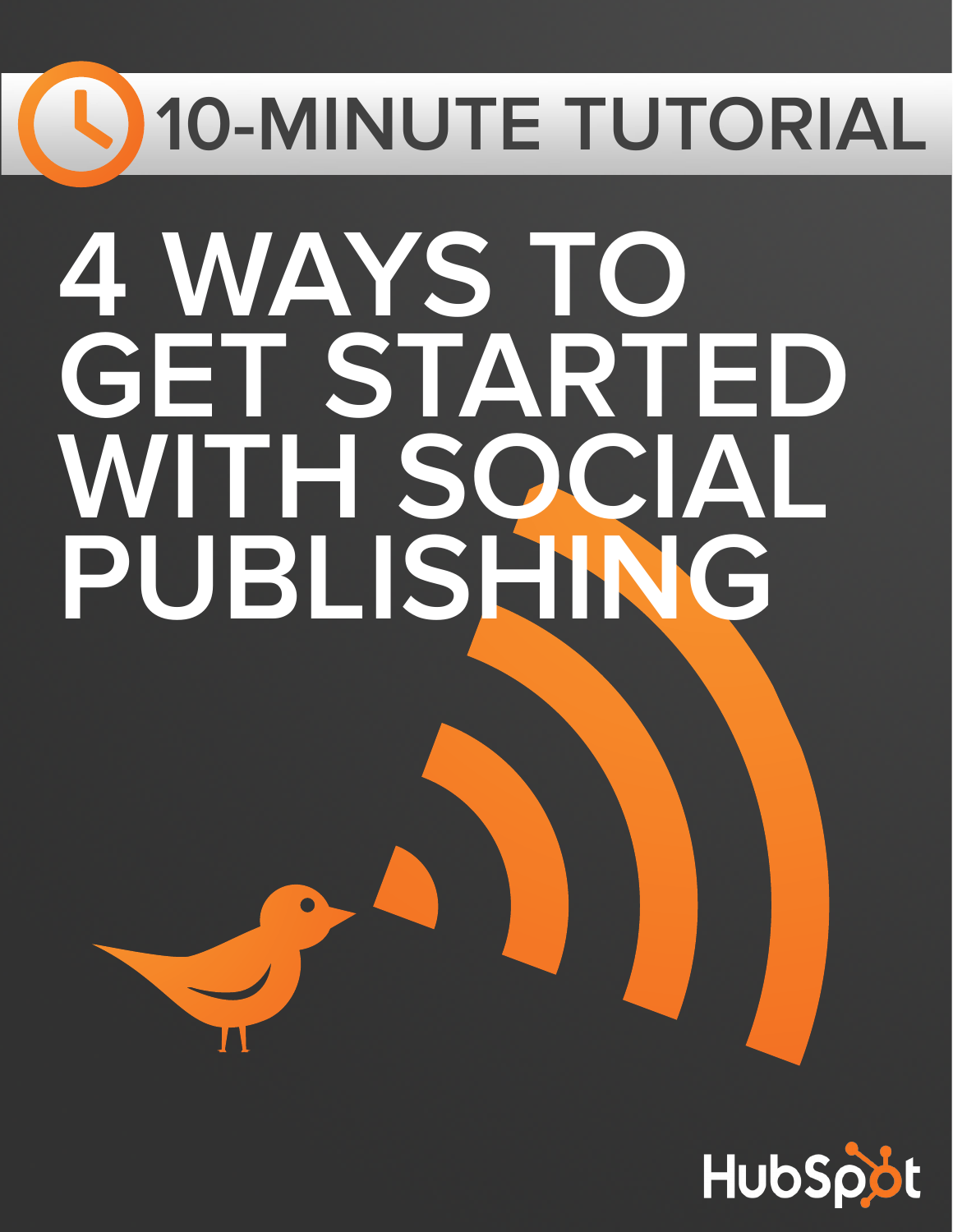10-MINUTE TUTORIAL

# 4 WAYS TO GET STARTED WITH SOCIAL PUBLISHING

HubSpot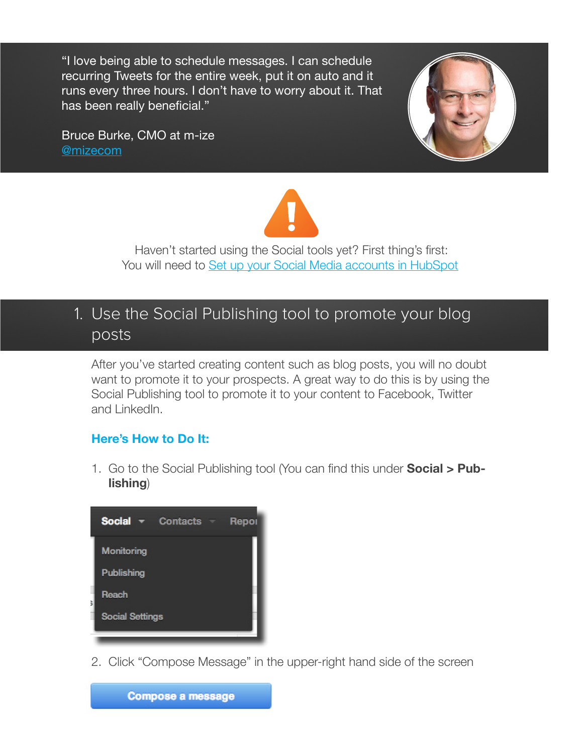"I love being able to schedule messages. I can schedule recurring Tweets for the entire week, put it on auto and it runs every three hours. I don't have to worry about it. That has been really beneficial."

Bruce Burke, CMO at m-ize
@mizecom

Haven't started using the Social tools yet? First thing's first:
You will need to Set up your Social Media accounts in HubSpot

## 1. Use the Social Publishing tool to promote your blog posts

After you've started creating content such as blog posts, you will no doubt want to promote it to your prospects. A great way to do this is by using the Social Publishing tool to promote it to your content to Facebook, Twitter and LinkedIn.

### Here's How to Do It:

1. Go to the Social Publishing tool (You can find this under **Social > Publishing**)

2. Click "Compose Message" in the upper-right hand side of the screen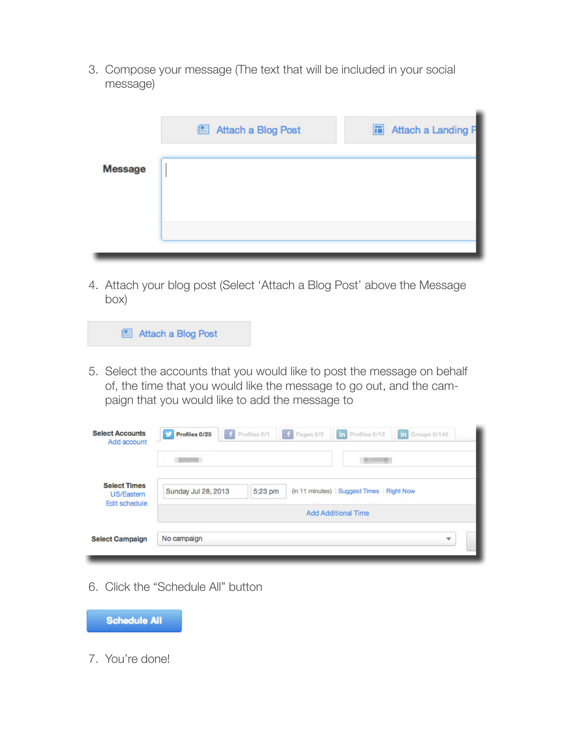3. Compose your message (The text that will be included in your social message)

4. Attach your blog post (Select 'Attach a Blog Post' above the Message box)

5. Select the accounts that you would like to post the message on behalf of, the time that you would like the message to go out, and the campaign that you would like to add the message to

6. Click the "Schedule All" button

7. You're done!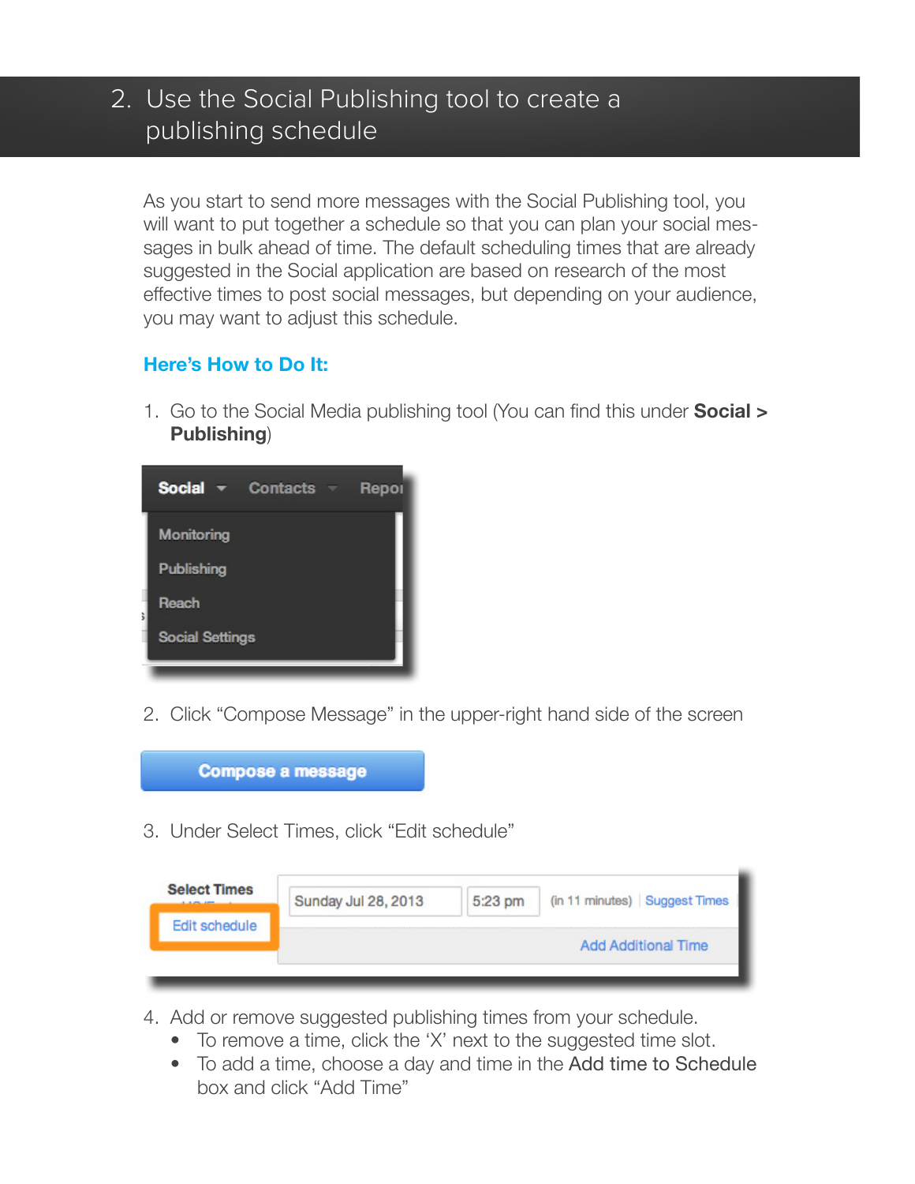## 2. Use the Social Publishing tool to create a publishing schedule

As you start to send more messages with the Social Publishing tool, you will want to put together a schedule so that you can plan your social messages in bulk ahead of time. The default scheduling times that are already suggested in the Social application are based on research of the most effective times to post social messages, but depending on your audience, you may want to adjust this schedule.

### Here's How to Do It:

1. Go to the Social Media publishing tool (You can find this under **Social > Publishing**)
2. Click "Compose Message" in the upper-right hand side of the screen
3. Under Select Times, click "Edit schedule"
4. Add or remove suggested publishing times from your schedule.
   - To remove a time, click the 'X' next to the suggested time slot.
   - To add a time, choose a day and time in the Add time to Schedule box and click "Add Time"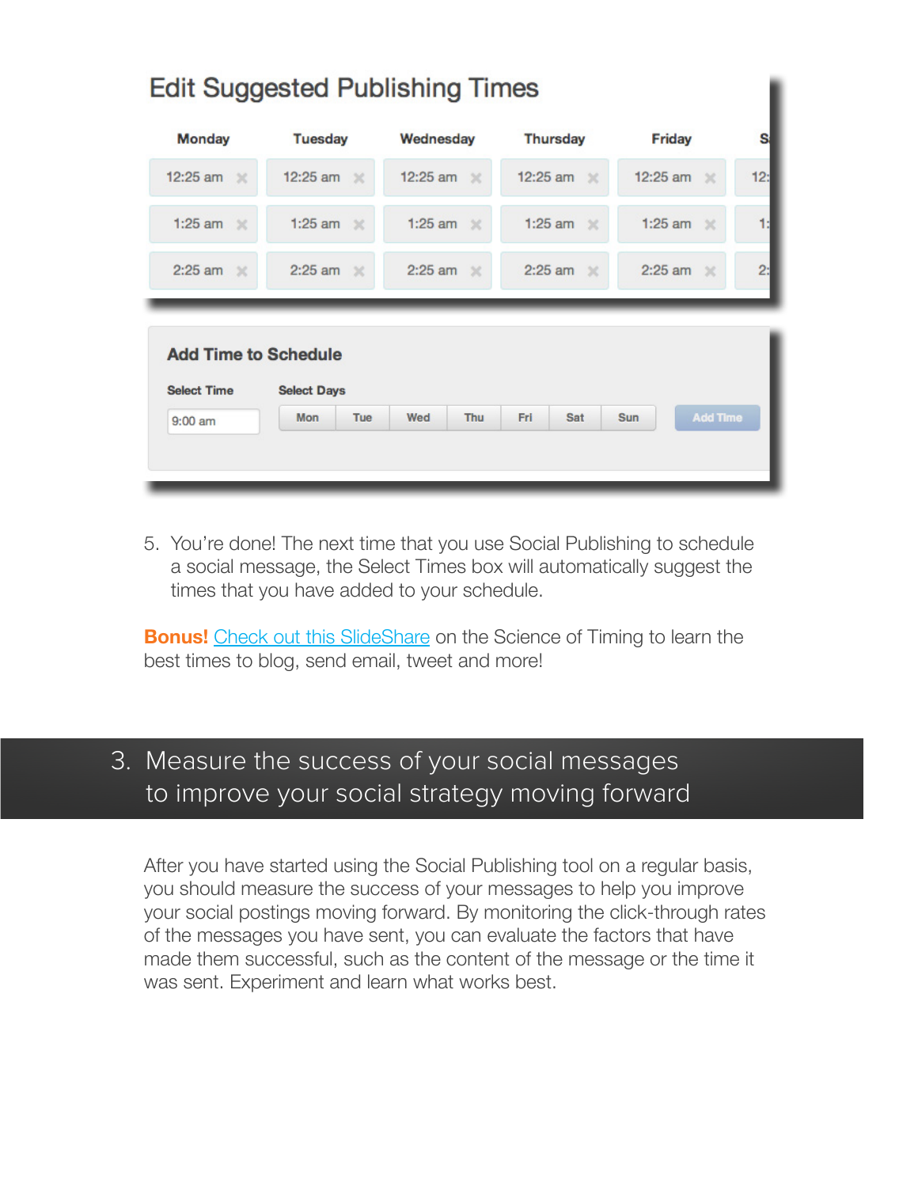## Edit Suggested Publishing Times

| Monday | Tuesday | Wednesday | Thursday | Friday | S |
|---|---|---|---|---|---|
| 12:25 am | 12:25 am | 12:25 am | 12:25 am | 12:25 am | 12: |
| 1:25 am | 1:25 am | 1:25 am | 1:25 am | 1:25 am | 1: |
| 2:25 am | 2:25 am | 2:25 am | 2:25 am | 2:25 am | 2: |

**Add Time to Schedule**

**Select Time** 9:00 am

**Select Days** Mon Tue Wed Thu Fri Sat Sun

Add Time

5. You're done! The next time that you use Social Publishing to schedule a social message, the Select Times box will automatically suggest the times that you have added to your schedule.

**Bonus!** [Check out this SlideShare](#) on the Science of Timing to learn the best times to blog, send email, tweet and more!

## 3. Measure the success of your social messages to improve your social strategy moving forward

After you have started using the Social Publishing tool on a regular basis, you should measure the success of your messages to help you improve your social postings moving forward. By monitoring the click-through rates of the messages you have sent, you can evaluate the factors that have made them successful, such as the content of the message or the time it was sent. Experiment and learn what works best.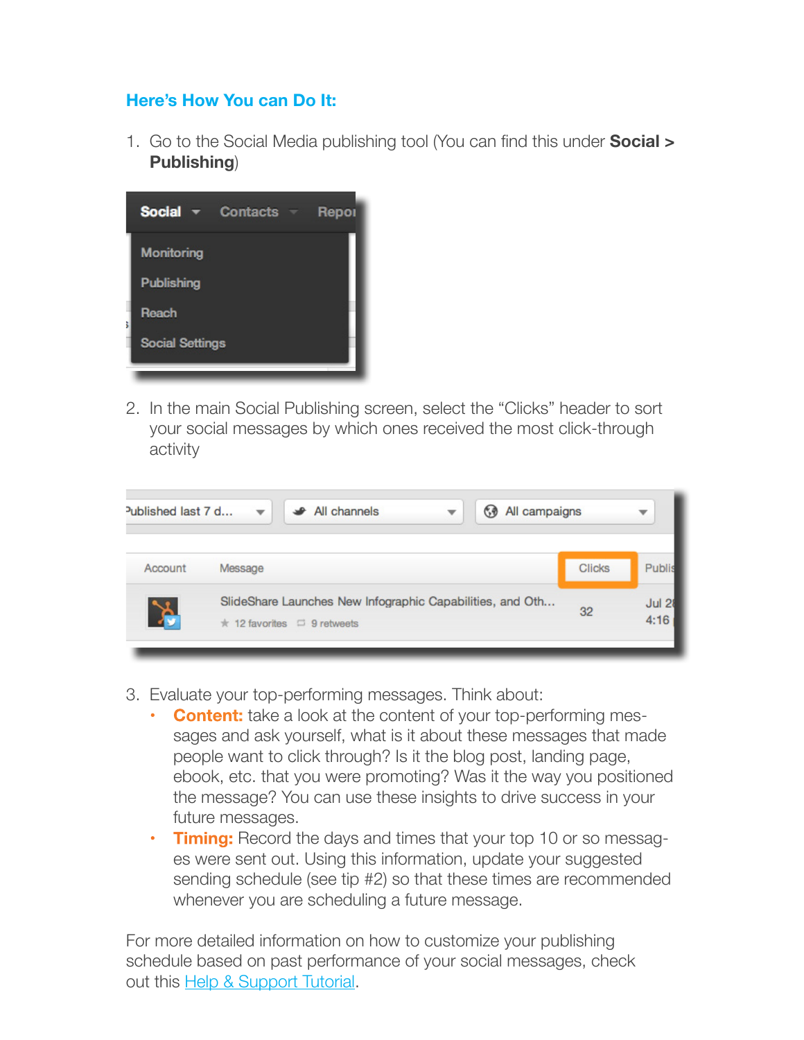### Here's How You can Do It:

1. Go to the Social Media publishing tool (You can find this under **Social > Publishing**)

2. In the main Social Publishing screen, select the "Clicks" header to sort your social messages by which ones received the most click-through activity

3. Evaluate your top-performing messages. Think about:
   - **Content:** take a look at the content of your top-performing messages and ask yourself, what is it about these messages that made people want to click through? Is it the blog post, landing page, ebook, etc. that you were promoting? Was it the way you positioned the message? You can use these insights to drive success in your future messages.
   - **Timing:** Record the days and times that your top 10 or so messages were sent out. Using this information, update your suggested sending schedule (see tip #2) so that these times are recommended whenever you are scheduling a future message.

For more detailed information on how to customize your publishing schedule based on past performance of your social messages, check out this [Help & Support Tutorial].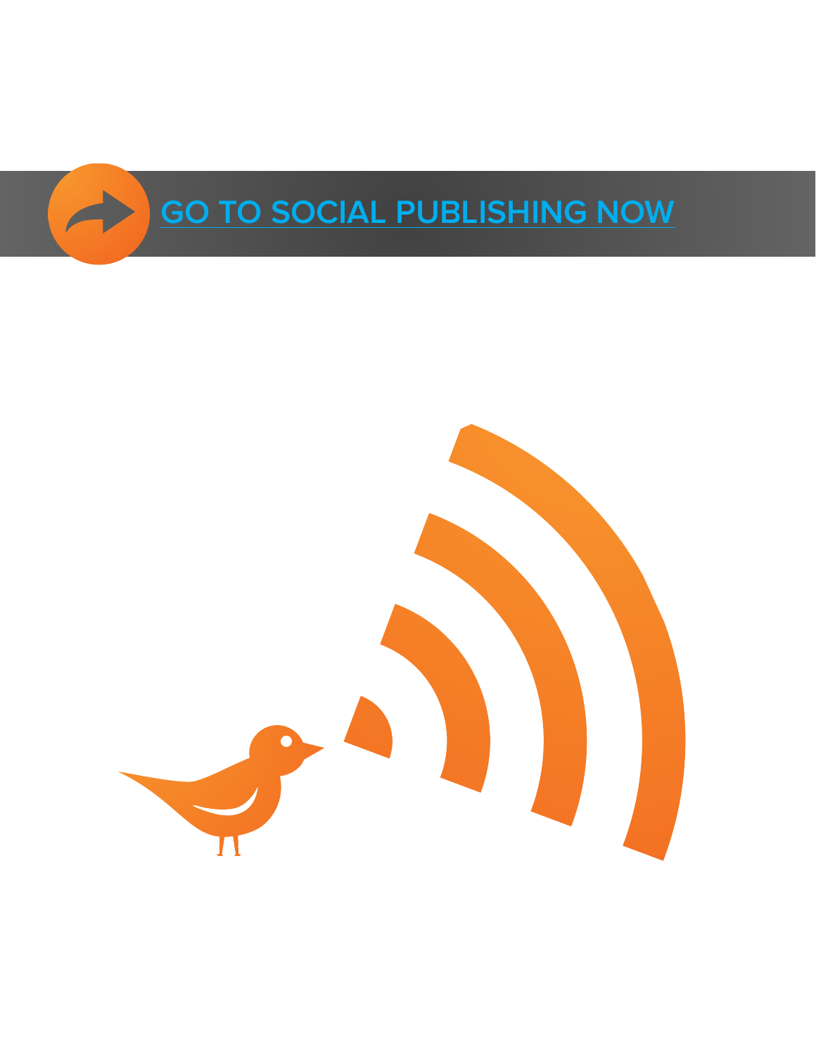GO TO SOCIAL PUBLISHING NOW